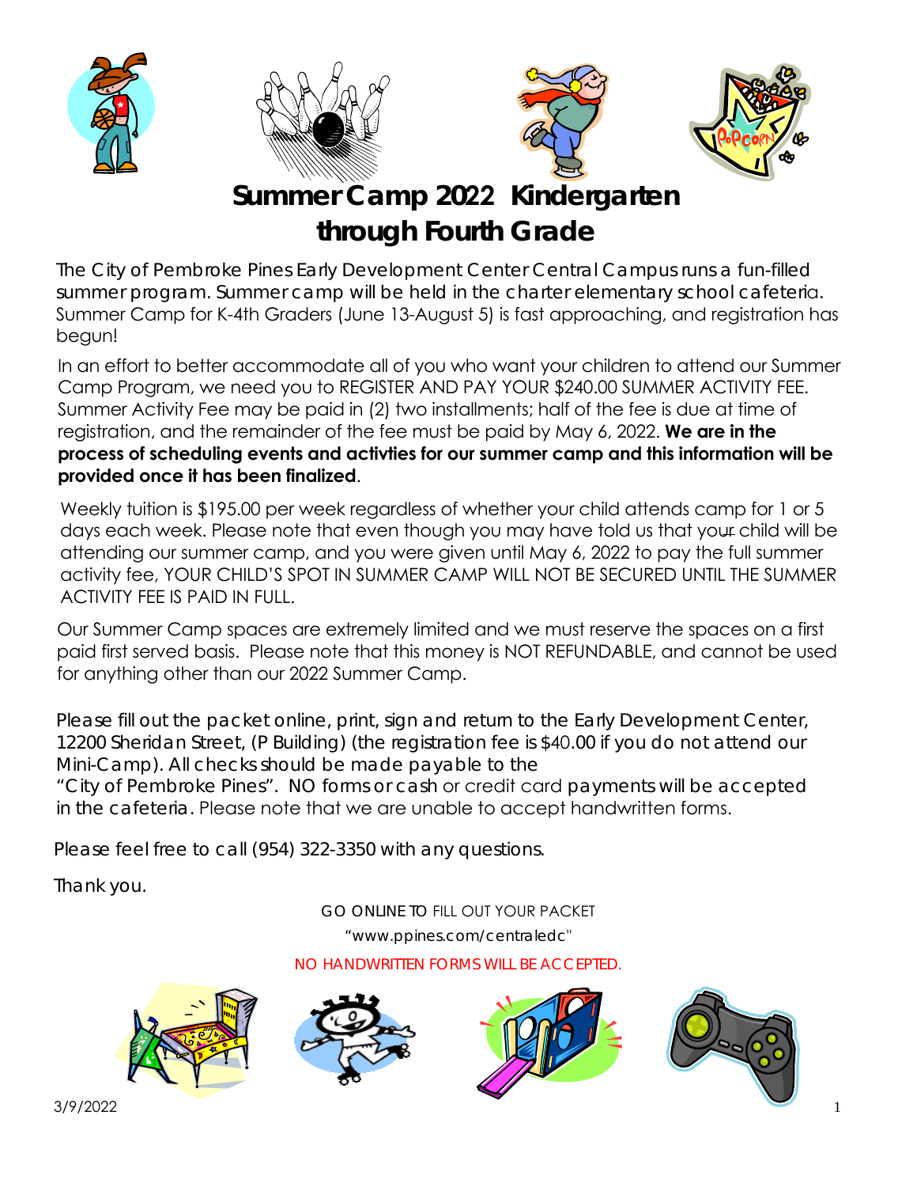# Summer Camp 2022 Kindergarten through Fourth Grade

The City of Pembroke Pines Early Development Center Central Campus runs a fun-filled summer program. Summer camp will be held in the charter elementary school cafeteria. Summer Camp for K-4th Graders (June 13-August 5) is fast approaching, and registration has begun!

In an effort to better accommodate all of you who want your children to attend our Summer Camp Program, we need you to REGISTER AND PAY YOUR $240.00 SUMMER ACTIVITY FEE. Summer Activity Fee may be paid in (2) two installments; half of the fee is due at time of registration, and the remainder of the fee must be paid by May 6, 2022. **We are in the process of scheduling events and activties for our summer camp and this information will be provided once it has been finalized**.

Weekly tuition is $195.00 per week regardless of whether your child attends camp for 1 or 5 days each week. Please note that even though you may have told us that your child will be attending our summer camp, and you were given until May 6, 2022 to pay the full summer activity fee, YOUR CHILD'S SPOT IN SUMMER CAMP WILL NOT BE SECURED UNTIL THE SUMMER ACTIVITY FEE IS PAID IN FULL.

Our Summer Camp spaces are extremely limited and we must reserve the spaces on a first paid first served basis. Please note that this money is NOT REFUNDABLE, and cannot be used for anything other than our 2022 Summer Camp.

Please fill out the packet online, print, sign and return to the Early Development Center, 12200 Sheridan Street, (P Building) (the registration fee is $40.00 if you do not attend our Mini-Camp). All checks should be made payable to the "City of Pembroke Pines". NO forms or cash or credit card payments will be accepted in the cafeteria. Please note that we are unable to accept handwritten forms.

Please feel free to call (954) 322-3350 with any questions.

Thank you.

GO ONLINE TO FILL OUT YOUR PACKET

"www.ppines.com/centraledc"

NO HANDWRITTEN FORMS WILL BE ACCEPTED.

3/9/2022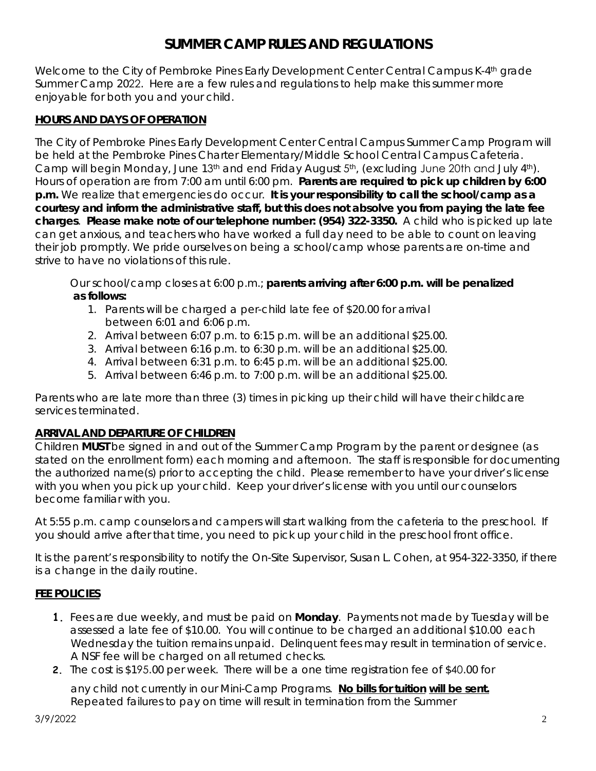# SUMMER CAMP RULES AND REGULATIONS

Welcome to the City of Pembroke Pines Early Development Center Central Campus K-4th grade Summer Camp 2022. Here are a few rules and regulations to help make this summer more enjoyable for both you and your child.

## HOURS AND DAYS OF OPERATION

The City of Pembroke Pines Early Development Center Central Campus Summer Camp Program will be held at the Pembroke Pines Charter Elementary/Middle School Central Campus Cafeteria. Camp will begin Monday, June 13th and end Friday August 5th, (excluding June 20th and July 4th). Hours of operation are from 7:00 am until 6:00 pm. **Parents are required to pick up children by 6:00 p.m.** We realize that emergencies do occur. **It is your responsibility to call the school/camp as a courtesy and inform the administrative staff, but this does not absolve you from paying the late fee charges**. **Please make note of our telephone number: (954) 322-3350.** A child who is picked up late can get anxious, and teachers who have worked a full day need to be able to count on leaving their job promptly. We pride ourselves on being a school/camp whose parents are on-time and strive to have no violations of this rule.

Our school/camp closes at 6:00 p.m.; **parents arriving after 6:00 p.m. will be penalized as follows:**

1. Parents will be charged a per-child late fee of $20.00 for arrival between 6:01 and 6:06 p.m.
2. Arrival between 6:07 p.m. to 6:15 p.m. will be an additional $25.00.
3. Arrival between 6:16 p.m. to 6:30 p.m. will be an additional $25.00.
4. Arrival between 6:31 p.m. to 6:45 p.m. will be an additional $25.00.
5. Arrival between 6:46 p.m. to 7:00 p.m. will be an additional $25.00.

Parents who are late more than three (3) times in picking up their child will have their childcare services terminated.

## ARRIVAL AND DEPARTURE OF CHILDREN

Children **MUST** be signed in and out of the Summer Camp Program by the parent or designee (as stated on the enrollment form) each morning and afternoon. The staff is responsible for documenting the authorized name(s) prior to accepting the child. Please remember to have your driver's license with you when you pick up your child. Keep your driver's license with you until our counselors become familiar with you.

At 5:55 p.m. camp counselors and campers will start walking from the cafeteria to the preschool. If you should arrive after that time, you need to pick up your child in the preschool front office.

It is the parent's responsibility to notify the On-Site Supervisor, Susan L. Cohen, at 954-322-3350, if there is a change in the daily routine.

## FEE POLICIES

1. Fees are due weekly, and must be paid on **Monday**. Payments not made by Tuesday will be assessed a late fee of $10.00. You will continue to be charged an additional $10.00 each Wednesday the tuition remains unpaid. Delinquent fees may result in termination of service. A NSF fee will be charged on all returned checks.
2. The cost is $195.00 per week. There will be a one time registration fee of $40.00 for any child not currently in our Mini-Camp Programs. **No bills for tuition will be sent.** Repeated failures to pay on time will result in termination from the Summer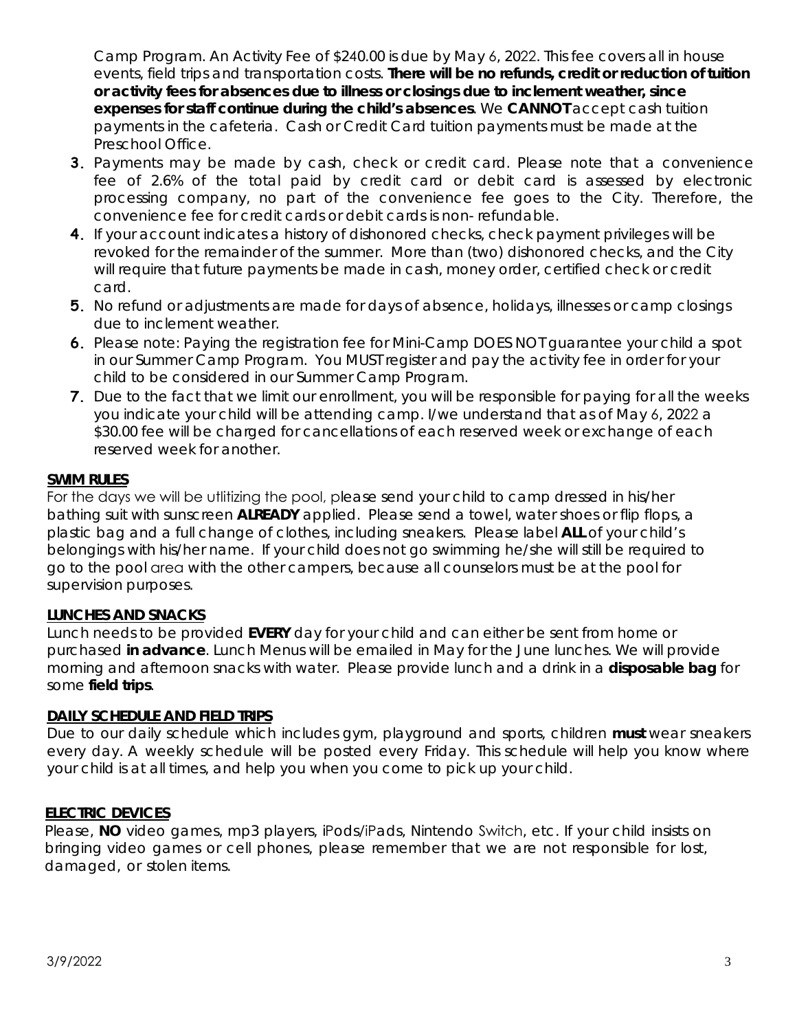Camp Program. An Activity Fee of $240.00 is due by May 6, 2022. This fee covers all in house events, field trips and transportation costs. **There will be no refunds, credit or reduction of tuition or activity fees for absences due to illness or closings due to inclement weather, since expenses for staff continue during the child's absences**. We **CANNOT** accept cash tuition payments in the cafeteria. Cash or Credit Card tuition payments must be made at the Preschool Office.

3. Payments may be made by cash, check or credit card. Please note that a convenience fee of 2.6% of the total paid by credit card or debit card is assessed by electronic processing company, no part of the convenience fee goes to the City. Therefore, the convenience fee for credit cards or debit cards is non- refundable.
4. If your account indicates a history of dishonored checks, check payment privileges will be revoked for the remainder of the summer. More than (two) dishonored checks, and the City will require that future payments be made in cash, money order, certified check or credit card.
5. No refund or adjustments are made for days of absence, holidays, illnesses or camp closings due to inclement weather.
6. Please note: Paying the registration fee for Mini-Camp DOES NOT guarantee your child a spot in our Summer Camp Program. You MUST register and pay the activity fee in order for your child to be considered in our Summer Camp Program.
7. Due to the fact that we limit our enrollment, you will be responsible for paying for all the weeks you indicate your child will be attending camp. I/we understand that as of May 6, 2022 a $30.00 fee will be charged for cancellations of each reserved week or exchange of each reserved week for another.

**SWIM RULES**

For the days we will be utlitizing the pool, please send your child to camp dressed in his/her bathing suit with sunscreen **ALREADY** applied. Please send a towel, water shoes or flip flops, a plastic bag and a full change of clothes, including sneakers. Please label **ALL** of your child's belongings with his/her name. If your child does not go swimming he/she will still be required to go to the pool area with the other campers, because all counselors must be at the pool for supervision purposes.

**LUNCHES AND SNACKS**

Lunch needs to be provided **EVERY** day for your child and can either be sent from home or purchased **in advance**. Lunch Menus will be emailed in May for the June lunches. We will provide morning and afternoon snacks with water. Please provide lunch and a drink in a **disposable bag** for some **field trips**.

**DAILY SCHEDULE AND FIELD TRIPS**

Due to our daily schedule which includes gym, playground and sports, children **must** wear sneakers every day. A weekly schedule will be posted every Friday. This schedule will help you know where your child is at all times, and help you when you come to pick up your child.

**ELECTRIC DEVICES**

Please, **NO** video games, mp3 players, iPods/iPads, Nintendo Switch, etc. If your child insists on bringing video games or cell phones, please remember that we are not responsible for lost, damaged, or stolen items.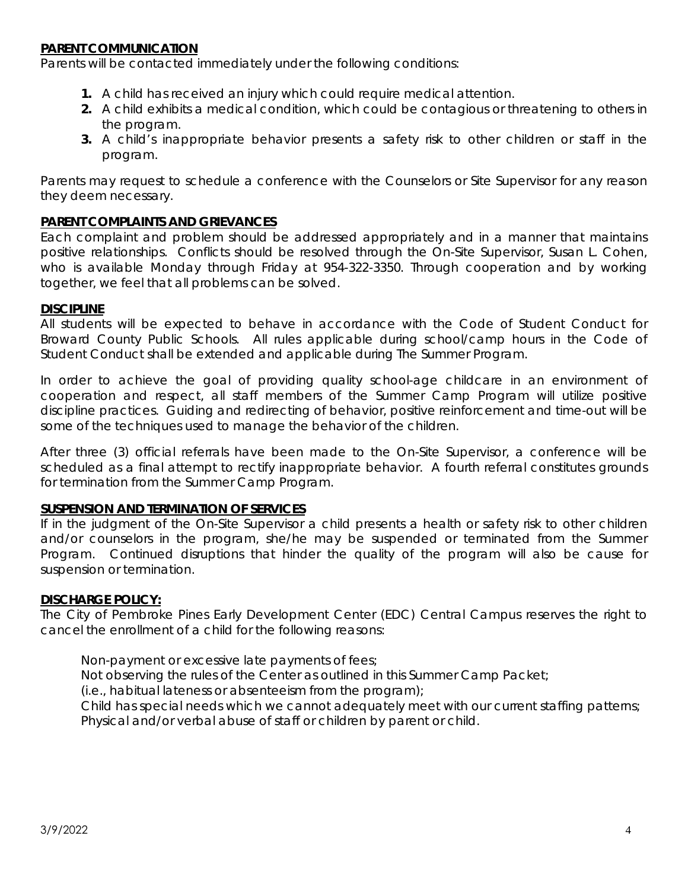**PARENT COMMUNICATION**

Parents will be contacted immediately under the following conditions:

1. A child has received an injury which could require medical attention.
2. A child exhibits a medical condition, which could be contagious or threatening to others in the program.
3. A child's inappropriate behavior presents a safety risk to other children or staff in the program.

Parents may request to schedule a conference with the Counselors or Site Supervisor for any reason they deem necessary.

**PARENT COMPLAINTS AND GRIEVANCES**

Each complaint and problem should be addressed appropriately and in a manner that maintains positive relationships. Conflicts should be resolved through the On-Site Supervisor, Susan L. Cohen, who is available Monday through Friday at 954-322-3350. Through cooperation and by working together, we feel that all problems can be solved.

**DISCIPLINE**

All students will be expected to behave in accordance with the Code of Student Conduct for Broward County Public Schools. All rules applicable during school/camp hours in the Code of Student Conduct shall be extended and applicable during The Summer Program.

In order to achieve the goal of providing quality school-age childcare in an environment of cooperation and respect, all staff members of the Summer Camp Program will utilize positive discipline practices. Guiding and redirecting of behavior, positive reinforcement and time-out will be some of the techniques used to manage the behavior of the children.

After three (3) official referrals have been made to the On-Site Supervisor, a conference will be scheduled as a final attempt to rectify inappropriate behavior. A fourth referral constitutes grounds for termination from the Summer Camp Program.

**SUSPENSION AND TERMINATION OF SERVICES**

If in the judgment of the On-Site Supervisor a child presents a health or safety risk to other children and/or counselors in the program, she/he may be suspended or terminated from the Summer Program. Continued disruptions that hinder the quality of the program will also be cause for suspension or termination.

**DISCHARGE POLICY:**

The City of Pembroke Pines Early Development Center (EDC) Central Campus reserves the right to cancel the enrollment of a child for the following reasons:

Non-payment or excessive late payments of fees;
Not observing the rules of the Center as outlined in this Summer Camp Packet;
(i.e., habitual lateness or absenteeism from the program);
Child has special needs which we cannot adequately meet with our current staffing patterns;
Physical and/or verbal abuse of staff or children by parent or child.

3/9/2022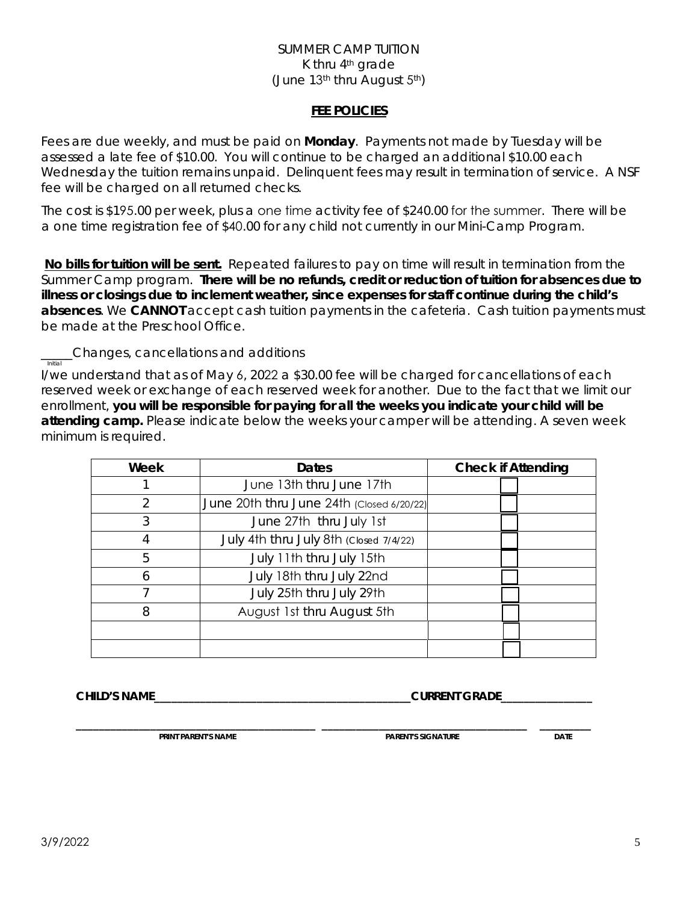SUMMER CAMP TUITION
K thru 4th grade
(June 13th thru August 5th)

## **FEE POLICIES**

Fees are due weekly, and must be paid on **Monday**. Payments not made by Tuesday will be assessed a late fee of $10.00. You will continue to be charged an additional $10.00 each Wednesday the tuition remains unpaid. Delinquent fees may result in termination of service. A NSF fee will be charged on all returned checks.

The cost is $195.00 per week, plus a one time activity fee of $240.00 for the summer. There will be a one time registration fee of $40.00 for any child not currently in our Mini-Camp Program.

**No bills for tuition will be sent.** Repeated failures to pay on time will result in termination from the Summer Camp program. **There will be no refunds, credit or reduction of tuition for absences due to illness or closings due to inclement weather, since expenses for staff continue during the child's absences**. We **CANNOT** accept cash tuition payments in the cafeteria. Cash tuition payments must be made at the Preschool Office.

_____Changes, cancellations and additions
Initial

I/we understand that as of May 6, 2022 a $30.00 fee will be charged for cancellations of each reserved week or exchange of each reserved week for another. Due to the fact that we limit our enrollment, **you will be responsible for paying for all the weeks you indicate your child will be attending camp.** Please indicate below the weeks your camper will be attending. A seven week minimum is required.

| Week | Dates | Check if Attending |
|---|---|---|
| 1 | June 13th thru June 17th | ☐ |
| 2 | June 20th thru June 24th (Closed 6/20/22) | ☐ |
| 3 | June 27th thru July 1st | ☐ |
| 4 | July 4th thru July 8th (Closed 7/4/22) | ☐ |
| 5 | July 11th thru July 15th | ☐ |
| 6 | July 18th thru July 22nd | ☐ |
| 7 | July 25th thru July 29th | ☐ |
| 8 | August 1st thru August 5th | ☐ |
| | | ☐ |
| | | ☐ |

**CHILD'S NAME**_____________________________________________**CURRENT GRADE**________________

_________________________________________ ___________________________________ _________
**PRINT PARENT'S NAME** **PARENT'S SIGNATURE** **DATE**

3/9/2022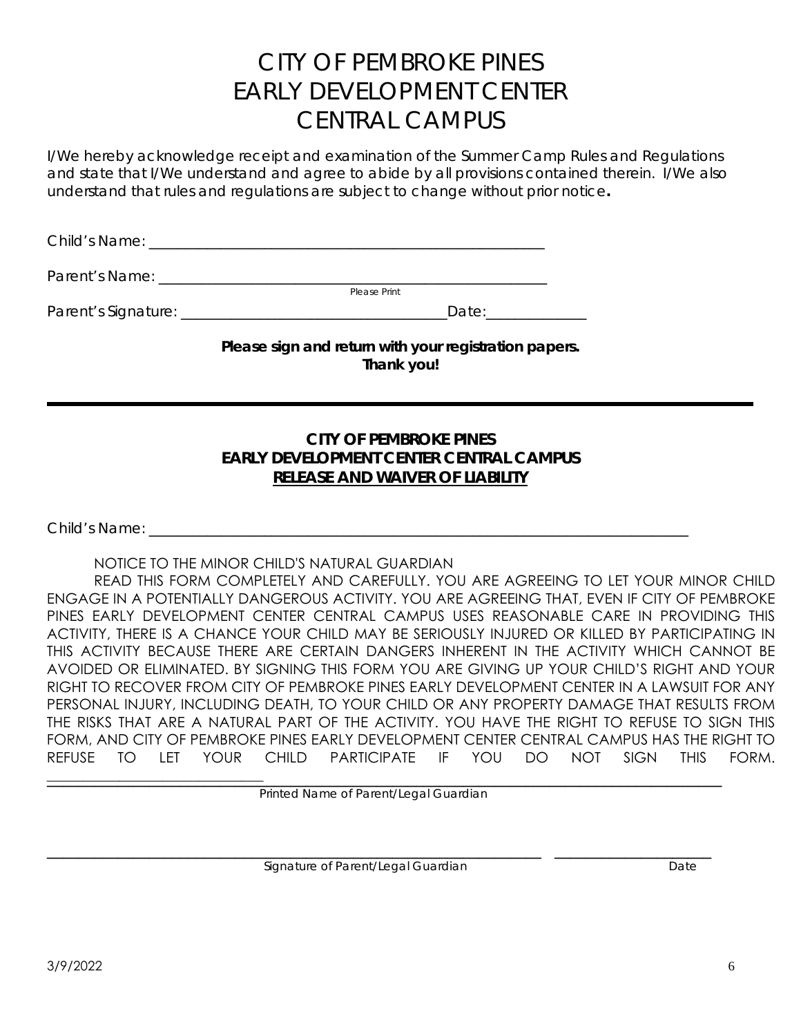# CITY OF PEMBROKE PINES
# EARLY DEVELOPMENT CENTER
# CENTRAL CAMPUS

*I/We hereby acknowledge receipt and examination of the Summer Camp Rules and Regulations and state that I/We understand and agree to abide by all provisions contained therein. I/We also understand that rules and regulations are subject to change without prior notice.*

Child's Name: ____________________________________________________

Parent's Name: ____________________________________________________
Please Print

Parent's Signature: ___________________________________Date:_____________

**Please sign and return with your registration papers.**
**Thank you!**

---

**CITY OF PEMBROKE PINES**
**EARLY DEVELOPMENT CENTER CENTRAL CAMPUS**
**RELEASE AND WAIVER OF LIABILITY**

Child's Name: ___________________________________________________________________________

NOTICE TO THE MINOR CHILD'S NATURAL GUARDIAN

READ THIS FORM COMPLETELY AND CAREFULLY. YOU ARE AGREEING TO LET YOUR MINOR CHILD ENGAGE IN A POTENTIALLY DANGEROUS ACTIVITY. YOU ARE AGREEING THAT, EVEN IF CITY OF PEMBROKE PINES EARLY DEVELOPMENT CENTER CENTRAL CAMPUS USES REASONABLE CARE IN PROVIDING THIS ACTIVITY, THERE IS A CHANCE YOUR CHILD MAY BE SERIOUSLY INJURED OR KILLED BY PARTICIPATING IN THIS ACTIVITY BECAUSE THERE ARE CERTAIN DANGERS INHERENT IN THE ACTIVITY WHICH CANNOT BE AVOIDED OR ELIMINATED. BY SIGNING THIS FORM YOU ARE GIVING UP YOUR CHILD'S RIGHT AND YOUR RIGHT TO RECOVER FROM CITY OF PEMBROKE PINES EARLY DEVELOPMENT CENTER IN A LAWSUIT FOR ANY PERSONAL INJURY, INCLUDING DEATH, TO YOUR CHILD OR ANY PROPERTY DAMAGE THAT RESULTS FROM THE RISKS THAT ARE A NATURAL PART OF THE ACTIVITY. YOU HAVE THE RIGHT TO REFUSE TO SIGN THIS FORM, AND CITY OF PEMBROKE PINES EARLY DEVELOPMENT CENTER CENTRAL CAMPUS HAS THE RIGHT TO REFUSE TO LET YOUR CHILD PARTICIPATE IF YOU DO NOT SIGN THIS FORM.

_____________________________________________________________________________
Printed Name of Parent/Legal Guardian

_____________________________________________________________ ____________________
Signature of Parent/Legal Guardian Date

3/9/2022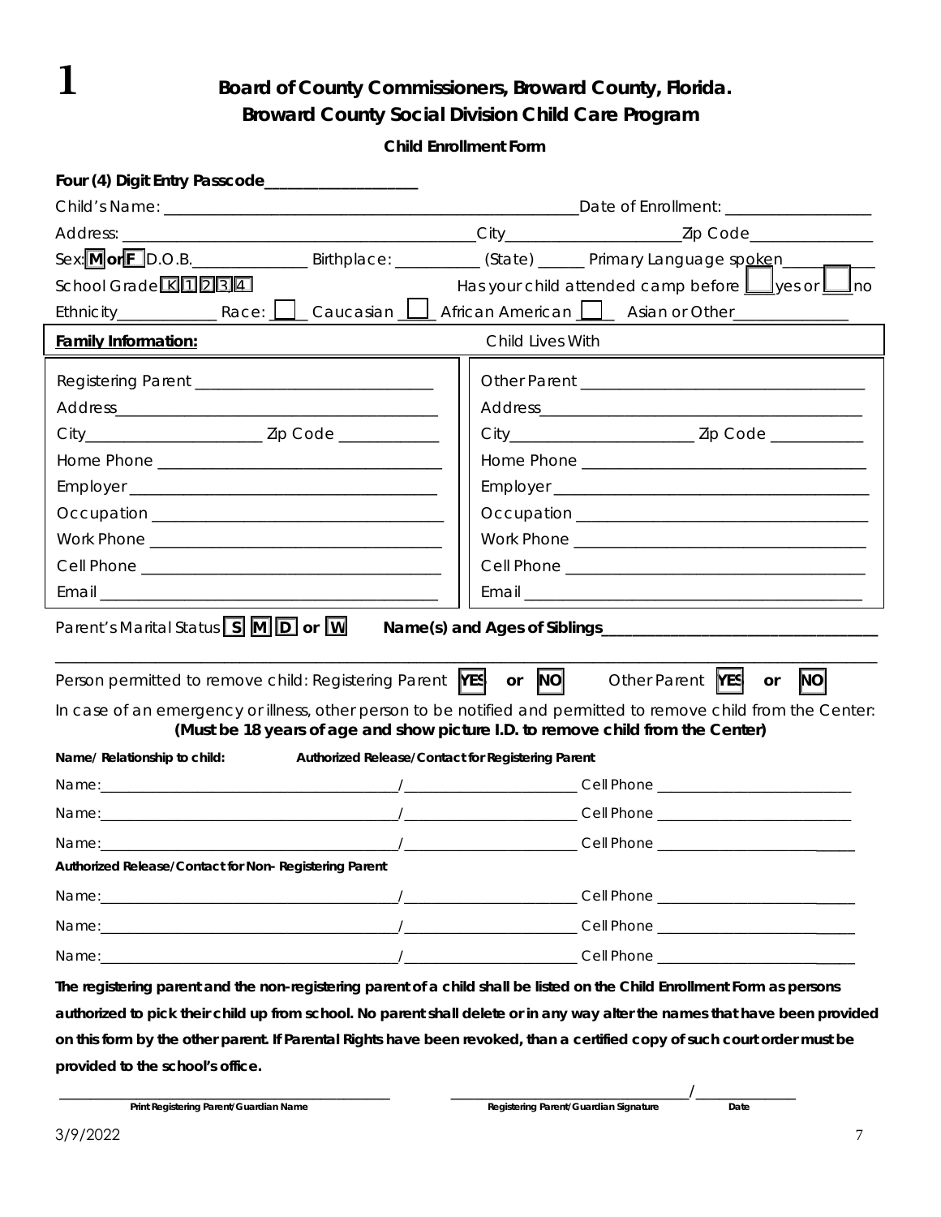1

# Board of County Commissioners, Broward County, Florida.

## Broward County Social Division Child Care Program

### Child Enrollment Form

**Four (4) Digit Entry Passcode**___________________

Child's Name: ___________________________________________ Date of Enrollment: _________________

Address: _________________________________________ City____________________ Zip Code_______________

Sex: **M** or **F** D.O.B.______________ Birthplace: __________ (State) ______ Primary Language spoken____________

School Grade K 1 2 3 4 Has your child attended camp before ☐ yes or ☐ no

Ethnicity____________ Race: ☐ Caucasian ☐ African American ☐ Asian or Other______________

| **Family Information:** | Child Lives With |
|---|---|
| Registering Parent _____________________________ | Other Parent ___________________________________ |
| Address_________________________________________ | Address_________________________________________ |
| City_____________________ Zip Code ____________ | City______________________ Zip Code ___________ |
| Home Phone _____________________________________ | Home Phone _____________________________________ |
| Employer _______________________________________ | Employer _______________________________________ |
| Occupation _____________________________________ | Occupation _____________________________________ |
| Work Phone _____________________________________ | Work Phone _____________________________________ |
| Cell Phone _____________________________________ | Cell Phone _____________________________________ |
| Email __________________________________________ | Email __________________________________________ |

Parent's Marital Status **S** **M** **D** or **W** **Name(s) and Ages of Siblings**_________________________________

_____________________________________________________________________________________________

Person permitted to remove child: Registering Parent **YES** or **NO** Other Parent **YES** or **NO**

In case of an emergency or illness, other person to be notified and permitted to remove child from the Center:
**(Must be 18 years of age and show picture I.D. to remove child from the Center)**

**Name/ Relationship to child:** **Authorized Release/Contact for Registering Parent**

Name:_______________________________________/______________________ Cell Phone __________________________

Name:_______________________________________/______________________ Cell Phone __________________________

Name:_______________________________________/______________________ Cell Phone __________________________

**Authorized Release/Contact for Non- Registering Parent**

Name:_______________________________________/______________________ Cell Phone __________________________

Name:_______________________________________/______________________ Cell Phone __________________________

Name:_______________________________________/______________________ Cell Phone __________________________

**The registering parent and the non-registering parent of a child shall be listed on the Child Enrollment Form as persons authorized to pick their child up from school. No parent shall delete or in any way alter the names that have been provided on this form by the other parent. If Parental Rights have been revoked, than a certified copy of such court order must be provided to the school's office.**

_____________________________________ _______________________________/_____________
**Print Registering Parent/Guardian Name** **Registering Parent/Guardian Signature** **Date**

3/9/2022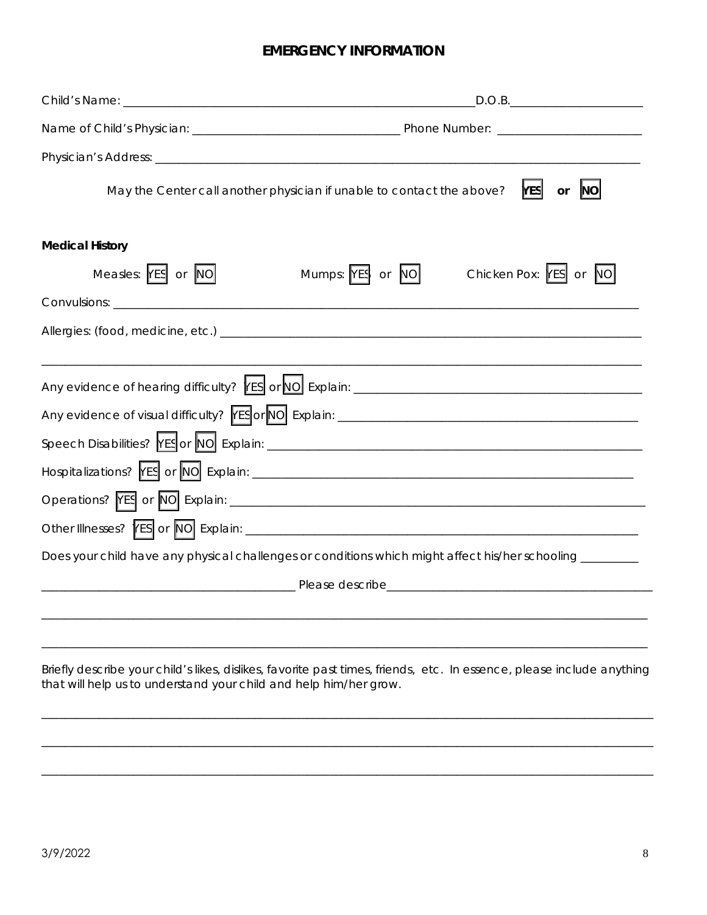# EMERGENCY INFORMATION

Child's Name: _______________________________________________________D.O.B.______________________

Name of Child's Physician: _________________________________ Phone Number: _______________________

Physician's Address: _______________________________________________________________________________

May the Center call another physician if unable to contact the above? **YES** **or** **NO**

**Medical History**

Measles: YES or NO Mumps: YES or NO Chicken Pox: YES or NO

Convulsions: _______________________________________________________________________________________

Allergies: (food, medicine, etc.) _____________________________________________________________________

_____________________________________________________________________________________________________

Any evidence of hearing difficulty? YES or NO Explain: ___________________________________________

Any evidence of visual difficulty? YES or NO Explain: _____________________________________________

Speech Disabilities? YES or NO Explain: _________________________________________________________

Hospitalizations? YES or NO Explain: ____________________________________________________________

Operations? YES or NO Explain: _________________________________________________________________

Other Illnesses? YES or NO Explain: _____________________________________________________________

Does your child have any physical challenges or conditions which might affect his/her schooling _________

________________________________________ Please describe___________________________________________

_____________________________________________________________________________________________________

_____________________________________________________________________________________________________

Briefly describe your child's likes, dislikes, favorite past times, friends, etc. In essence, please include anything that will help us to understand your child and help him/her grow.

_____________________________________________________________________________________________________

_____________________________________________________________________________________________________

_____________________________________________________________________________________________________

3/9/2022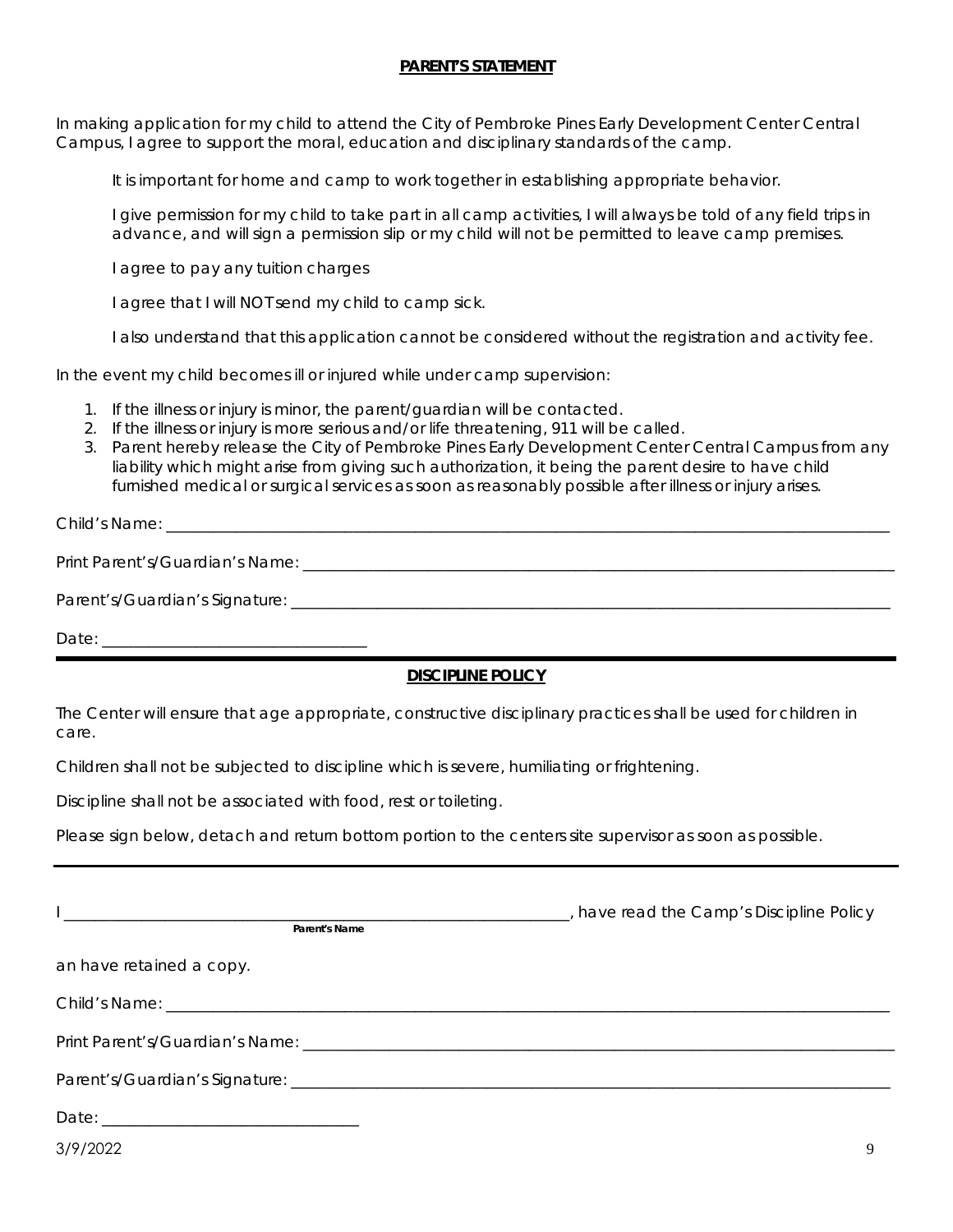## PARENT'S STATEMENT

In making application for my child to attend the City of Pembroke Pines Early Development Center Central Campus, I agree to support the moral, education and disciplinary standards of the camp.

It is important for home and camp to work together in establishing appropriate behavior.

I give permission for my child to take part in all camp activities, I will always be told of any field trips in advance, and will sign a permission slip or my child will not be permitted to leave camp premises.

I agree to pay any tuition charges

I agree that I will NOT send my child to camp sick.

I also understand that this application cannot be considered without the registration and activity fee.

In the event my child becomes ill or injured while under camp supervision:

1. If the illness or injury is minor, the parent/guardian will be contacted.
2. If the illness or injury is more serious and/or life threatening, 911 will be called.
3. Parent hereby release the City of Pembroke Pines Early Development Center Central Campus from any liability which might arise from giving such authorization, it being the parent desire to have child furnished medical or surgical services as soon as reasonably possible after illness or injury arises.

Child's Name: ______________________________________________

Print Parent's/Guardian's Name: ______________________________________________

Parent's/Guardian's Signature: ______________________________________________

Date: ____________________

---

## DISCIPLINE POLICY

The Center will ensure that age appropriate, constructive disciplinary practices shall be used for children in care.

Children shall not be subjected to discipline which is severe, humiliating or frightening.

Discipline shall not be associated with food, rest or toileting.

Please sign below, detach and return bottom portion to the centers site supervisor as soon as possible.

---

I ______________________________________________, have read the Camp's Discipline Policy
**Parent's Name**

an have retained a copy.

Child's Name: ______________________________________________

Print Parent's/Guardian's Name: ______________________________________________

Parent's/Guardian's Signature: ______________________________________________

Date: ____________________

3/9/2022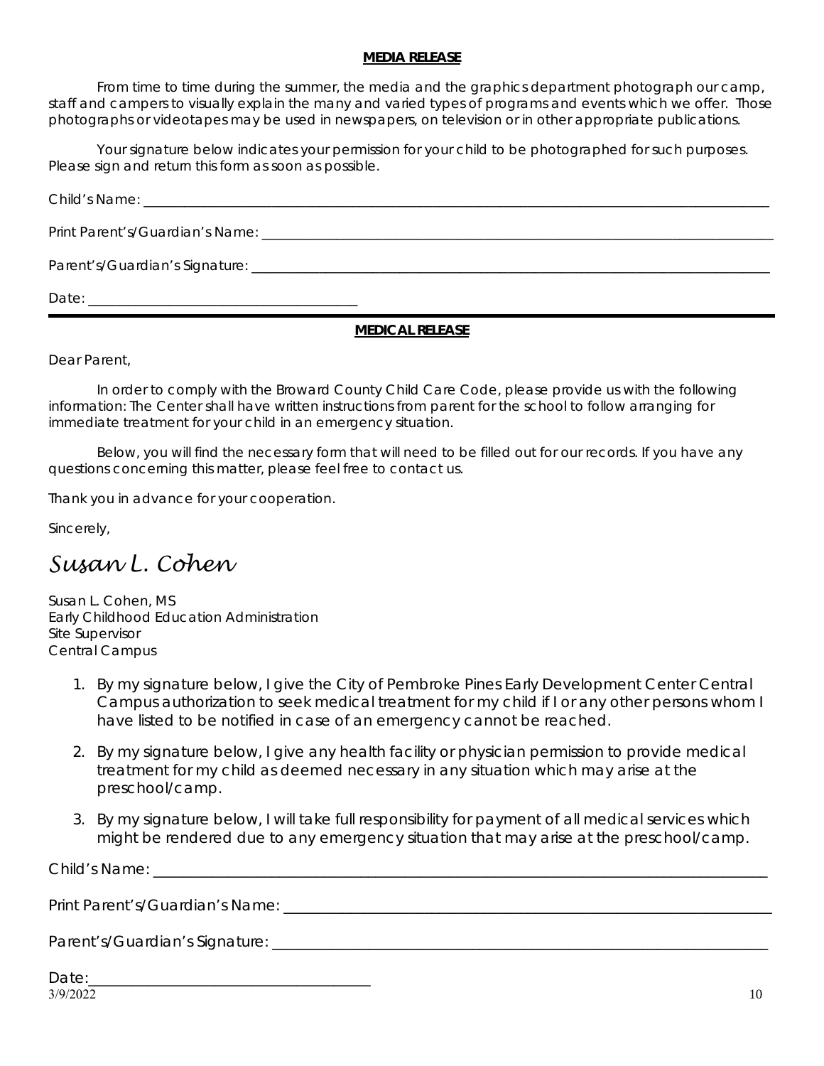## MEDIA RELEASE

From time to time during the summer, the media and the graphics department photograph our camp, staff and campers to visually explain the many and varied types of programs and events which we offer. Those photographs or videotapes may be used in newspapers, on television or in other appropriate publications.

Your signature below indicates your permission for your child to be photographed for such purposes. Please sign and return this form as soon as possible.

Child's Name: ___________________________________________________________________________

Print Parent's/Guardian's Name: ___________________________________________________________

Parent's/Guardian's Signature: ____________________________________________________________

Date: ___________________________________

---

## MEDICAL RELEASE

Dear Parent,

In order to comply with the Broward County Child Care Code, please provide us with the following information: The Center shall have written instructions from parent for the school to follow arranging for immediate treatment for your child in an emergency situation.

Below, you will find the necessary form that will need to be filled out for our records. If you have any questions concerning this matter, please feel free to contact us.

Thank you in advance for your cooperation.

Sincerely,

*Susan L. Cohen*

Susan L. Cohen, MS
Early Childhood Education Administration
Site Supervisor
Central Campus

1. By my signature below, I give the City of Pembroke Pines Early Development Center Central Campus authorization to seek medical treatment for my child if I or any other persons whom I have listed to be notified in case of an emergency cannot be reached.
2. By my signature below, I give any health facility or physician permission to provide medical treatment for my child as deemed necessary in any situation which may arise at the preschool/camp.
3. By my signature below, I will take full responsibility for payment of all medical services which might be rendered due to any emergency situation that may arise at the preschool/camp.

Child's Name: ___________________________________________________________________________

Print Parent's/Guardian's Name: ___________________________________________________________

Parent's/Guardian's Signature: ____________________________________________________________

Date: ___________________________________

3/9/2022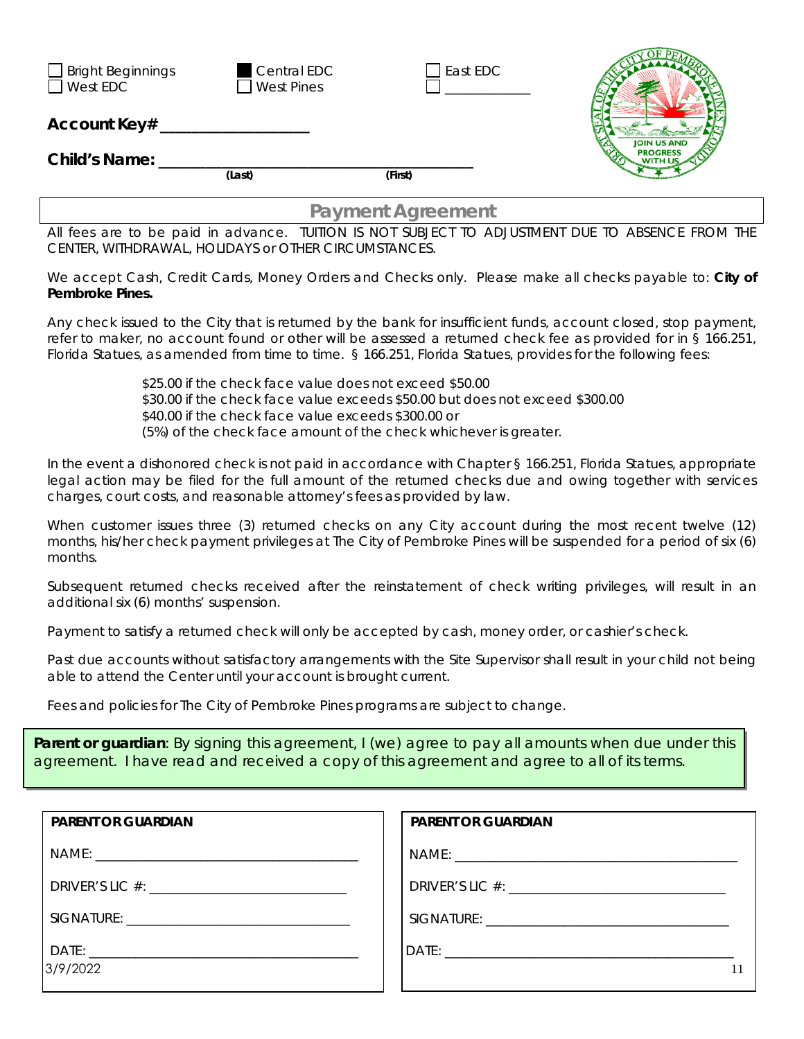- [ ] Bright Beginnings
- [ ] West EDC
- [x] Central EDC
- [ ] West Pines
- [ ] East EDC
- [ ] ____________

**Account Key#** ________________

**Child's Name:** ___________________________________
(Last) (First)

## Payment Agreement

All fees are to be paid in advance. TUITION IS NOT SUBJECT TO ADJUSTMENT DUE TO ABSENCE FROM THE CENTER, WITHDRAWAL, HOLIDAYS or OTHER CIRCUMSTANCES.

We accept Cash, Credit Cards, Money Orders and Checks only. Please make all checks payable to: **City of Pembroke Pines.**

Any check issued to the City that is returned by the bank for insufficient funds, account closed, stop payment, refer to maker, no account found or other will be assessed a returned check fee as provided for in § 166.251, Florida Statues, as amended from time to time. § 166.251, Florida Statues, provides for the following fees:

$25.00 if the check face value does not exceed $50.00
$30.00 if the check face value exceeds $50.00 but does not exceed $300.00
$40.00 if the check face value exceeds $300.00 or
(5%) of the check face amount of the check whichever is greater.

In the event a dishonored check is not paid in accordance with Chapter § 166.251, Florida Statues, appropriate legal action may be filed for the full amount of the returned checks due and owing together with services charges, court costs, and reasonable attorney's fees as provided by law.

When customer issues three (3) returned checks on any City account during the most recent twelve (12) months, his/her check payment privileges at The City of Pembroke Pines will be suspended for a period of six (6) months.

Subsequent returned checks received after the reinstatement of check writing privileges, will result in an additional six (6) months' suspension.

Payment to satisfy a returned check will only be accepted by cash, money order, or cashier's check.

Past due accounts without satisfactory arrangements with the Site Supervisor shall result in your child not being able to attend the Center until your account is brought current.

Fees and policies for The City of Pembroke Pines programs are subject to change.

**Parent or guardian**: By signing this agreement, I (we) agree to pay all amounts when due under this agreement. I have read and received a copy of this agreement and agree to all of its terms.

**PARENT OR GUARDIAN**

NAME: ________________________________

DRIVER'S LIC #: ________________________

SIGNATURE: ____________________________

DATE: ________________________________

**PARENT OR GUARDIAN**

NAME: ________________________________

DRIVER'S LIC #: ________________________

SIGNATURE: ____________________________

DATE: ________________________________

3/9/2022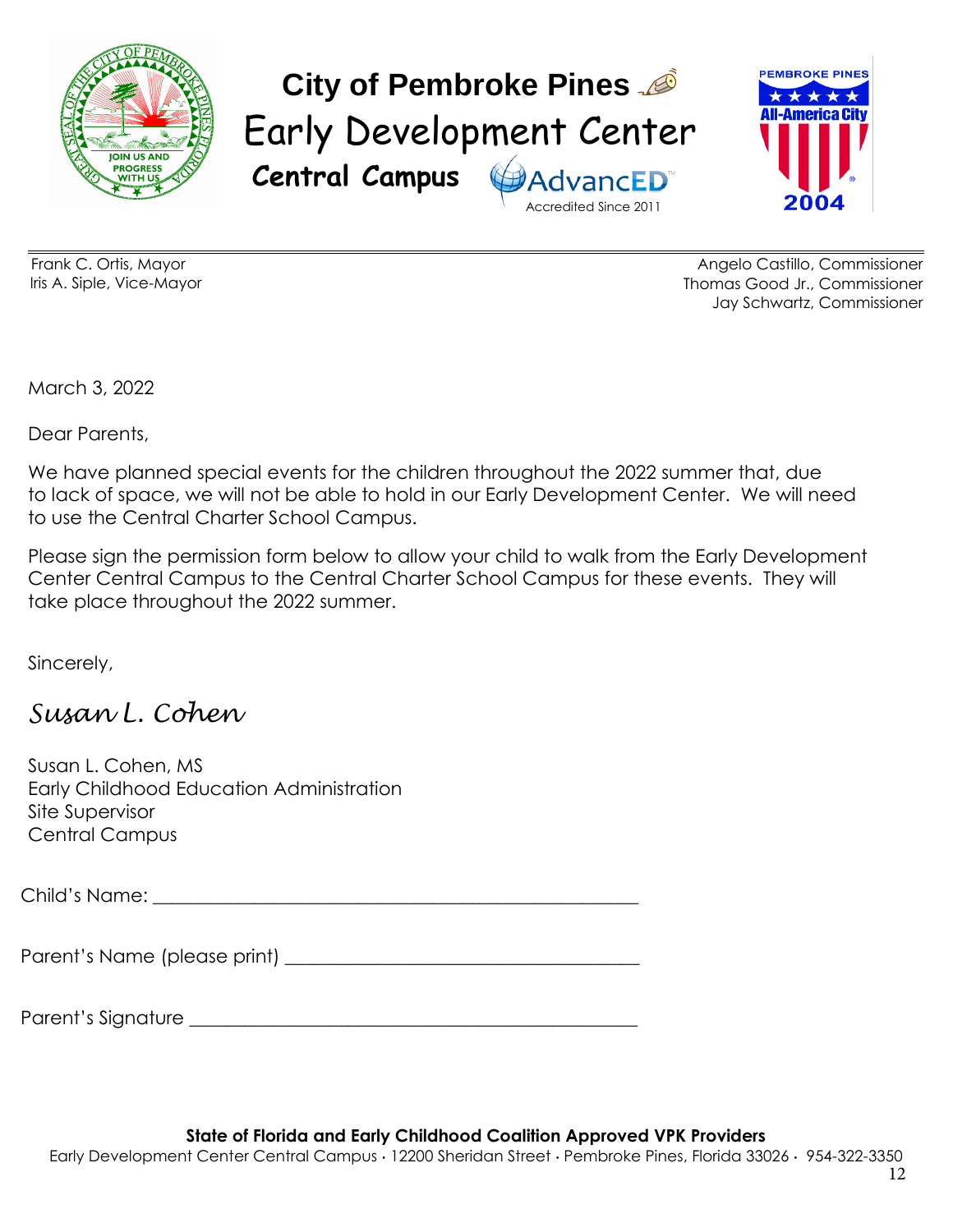# City of Pembroke Pines

## Early Development Center

**Central Campus**

AdvancED Accredited Since 2011

Frank C. Ortis, Mayor
Iris A. Siple, Vice-Mayor

Angelo Castillo, Commissioner
Thomas Good Jr., Commissioner
Jay Schwartz, Commissioner

March 3, 2022

Dear Parents,

We have planned special events for the children throughout the 2022 summer that, due to lack of space, we will not be able to hold in our Early Development Center. We will need to use the Central Charter School Campus.

Please sign the permission form below to allow your child to walk from the Early Development Center Central Campus to the Central Charter School Campus for these events. They will take place throughout the 2022 summer.

Sincerely,

*Susan L. Cohen*

Susan L. Cohen, MS
Early Childhood Education Administration
Site Supervisor
Central Campus

Child's Name: ____________________________________________________

Parent's Name (please print) _____________________________________

Parent's Signature ______________________________________________

**State of Florida and Early Childhood Coalition Approved VPK Providers**

Early Development Center Central Campus · 12200 Sheridan Street · Pembroke Pines, Florida 33026 · 954-322-3350